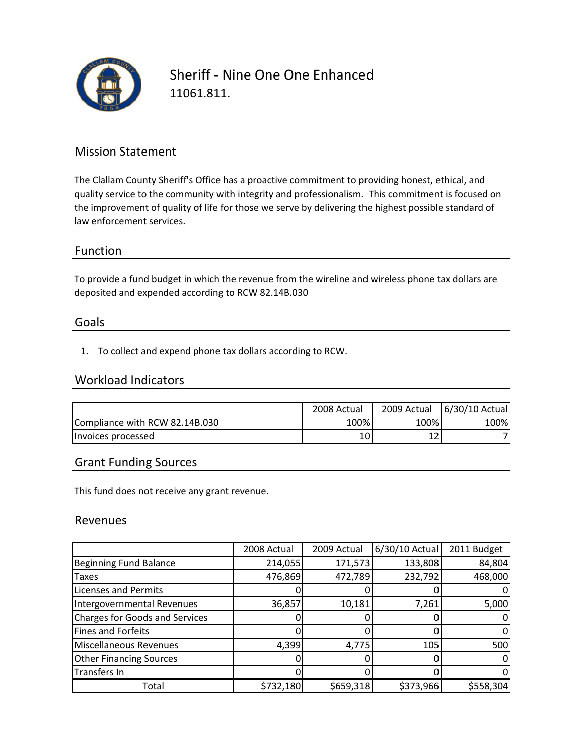# Sheriff - Nine One One Enhanced

11061.811.

## Mission Statement

The Clallam County Sheriff's Office has a proactive commitment to providing honest, ethical, and quality service to the community with integrity and professionalism. This commitment is focused on the improvement of quality of life for those we serve by delivering the highest possible standard of law enforcement services.

## Function

To provide a fund budget in which the revenue from the wireline and wireless phone tax dollars are deposited and expended according to RCW 82.14B.030

## Goals

1. To collect and expend phone tax dollars according to RCW.

## Workload Indicators

| | 2008 Actual | 2009 Actual | 6/30/10 Actual |
|---|---|---|---|
| Compliance with RCW 82.14B.030 | 100% | 100% | 100% |
| Invoices processed | 10 | 12 | 7 |

## Grant Funding Sources

This fund does not receive any grant revenue.

## Revenues

| | 2008 Actual | 2009 Actual | 6/30/10 Actual | 2011 Budget |
|---|---|---|---|---|
| Beginning Fund Balance | 214,055 | 171,573 | 133,808 | 84,804 |
| Taxes | 476,869 | 472,789 | 232,792 | 468,000 |
| Licenses and Permits | 0 | 0 | 0 | 0 |
| Intergovernmental Revenues | 36,857 | 10,181 | 7,261 | 5,000 |
| Charges for Goods and Services | 0 | 0 | 0 | 0 |
| Fines and Forfeits | 0 | 0 | 0 | 0 |
| Miscellaneous Revenues | 4,399 | 4,775 | 105 | 500 |
| Other Financing Sources | 0 | 0 | 0 | 0 |
| Transfers In | 0 | 0 | 0 | 0 |
| Total | $732,180 | $659,318 | $373,966 | $558,304 |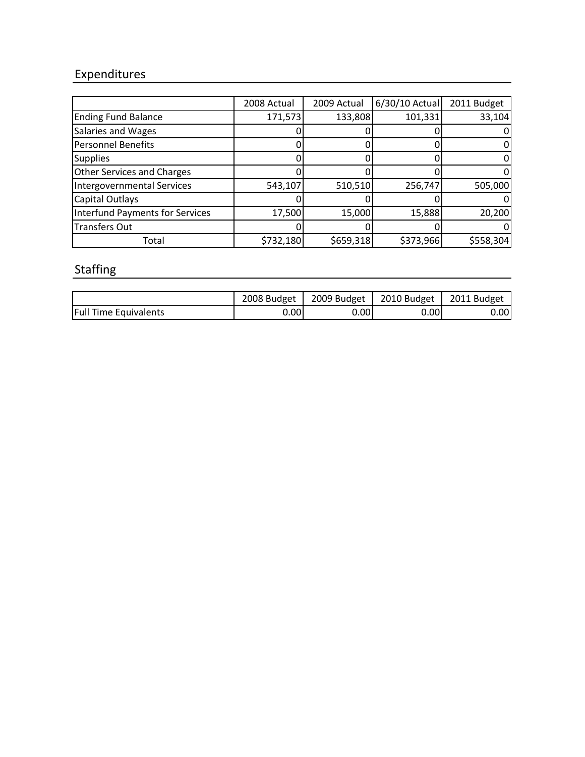## Expenditures

| | 2008 Actual | 2009 Actual | 6/30/10 Actual | 2011 Budget |
|---|---|---|---|---|
| Ending Fund Balance | 171,573 | 133,808 | 101,331 | 33,104 |
| Salaries and Wages | 0 | 0 | 0 | 0 |
| Personnel Benefits | 0 | 0 | 0 | 0 |
| Supplies | 0 | 0 | 0 | 0 |
| Other Services and Charges | 0 | 0 | 0 | 0 |
| Intergovernmental Services | 543,107 | 510,510 | 256,747 | 505,000 |
| Capital Outlays | 0 | 0 | 0 | 0 |
| Interfund Payments for Services | 17,500 | 15,000 | 15,888 | 20,200 |
| Transfers Out | 0 | 0 | 0 | 0 |
| Total | $732,180 | $659,318 | $373,966 | $558,304 |

## Staffing

| | 2008 Budget | 2009 Budget | 2010 Budget | 2011 Budget |
|---|---|---|---|---|
| Full Time Equivalents | 0.00 | 0.00 | 0.00 | 0.00 |